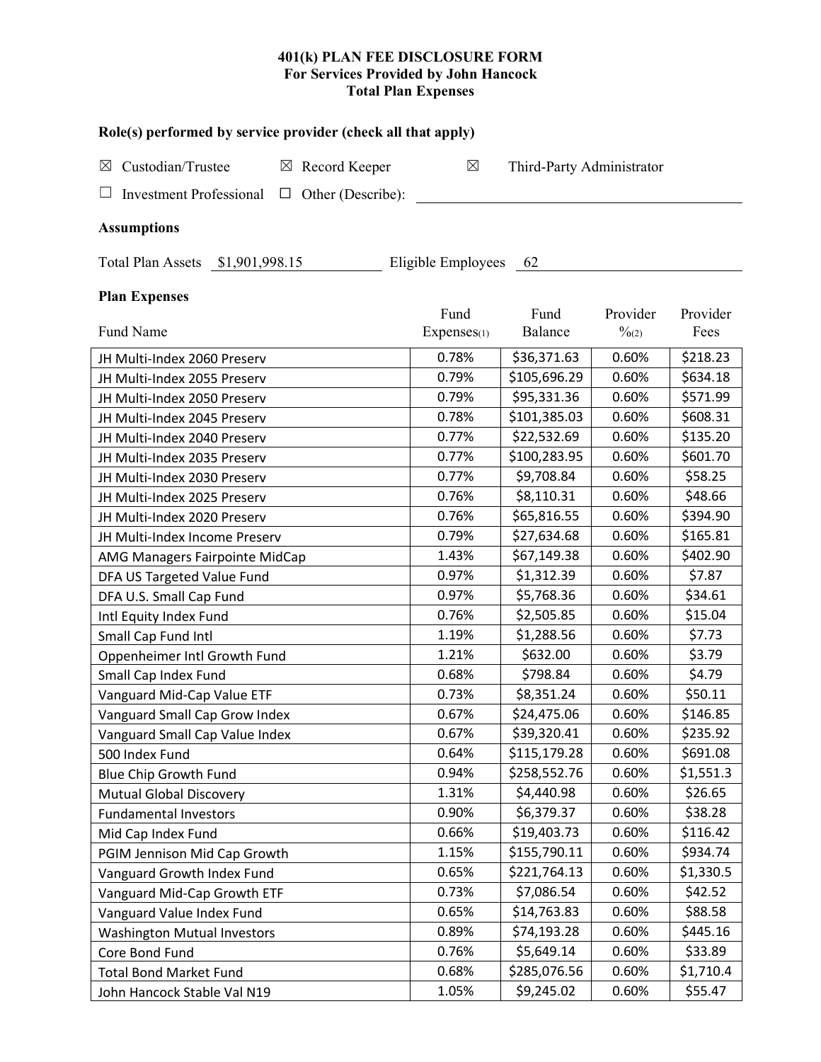**401(k) PLAN FEE DISCLOSURE FORM**
**For Services Provided by John Hancock**
**Total Plan Expenses**

**Role(s) performed by service provider (check all that apply)**

☒ Custodian/Trustee ☒ Record Keeper ☒ Third-Party Administrator

☐ Investment Professional ☐ Other (Describe): ______________________

**Assumptions**

Total Plan Assets $1,901,998.15 Eligible Employees 62

**Plan Expenses**

| Fund Name | Fund Expenses(1) | Fund Balance | Provider %(2) | Provider Fees |
|---|---|---|---|---|
| JH Multi-Index 2060 Preserv | 0.78% | $36,371.63 | 0.60% | $218.23 |
| JH Multi-Index 2055 Preserv | 0.79% | $105,696.29 | 0.60% | $634.18 |
| JH Multi-Index 2050 Preserv | 0.79% | $95,331.36 | 0.60% | $571.99 |
| JH Multi-Index 2045 Preserv | 0.78% | $101,385.03 | 0.60% | $608.31 |
| JH Multi-Index 2040 Preserv | 0.77% | $22,532.69 | 0.60% | $135.20 |
| JH Multi-Index 2035 Preserv | 0.77% | $100,283.95 | 0.60% | $601.70 |
| JH Multi-Index 2030 Preserv | 0.77% | $9,708.84 | 0.60% | $58.25 |
| JH Multi-Index 2025 Preserv | 0.76% | $8,110.31 | 0.60% | $48.66 |
| JH Multi-Index 2020 Preserv | 0.76% | $65,816.55 | 0.60% | $394.90 |
| JH Multi-Index Income Preserv | 0.79% | $27,634.68 | 0.60% | $165.81 |
| AMG Managers Fairpointe MidCap | 1.43% | $67,149.38 | 0.60% | $402.90 |
| DFA US Targeted Value Fund | 0.97% | $1,312.39 | 0.60% | $7.87 |
| DFA U.S. Small Cap Fund | 0.97% | $5,768.36 | 0.60% | $34.61 |
| Intl Equity Index Fund | 0.76% | $2,505.85 | 0.60% | $15.04 |
| Small Cap Fund Intl | 1.19% | $1,288.56 | 0.60% | $7.73 |
| Oppenheimer Intl Growth Fund | 1.21% | $632.00 | 0.60% | $3.79 |
| Small Cap Index Fund | 0.68% | $798.84 | 0.60% | $4.79 |
| Vanguard Mid-Cap Value ETF | 0.73% | $8,351.24 | 0.60% | $50.11 |
| Vanguard Small Cap Grow Index | 0.67% | $24,475.06 | 0.60% | $146.85 |
| Vanguard Small Cap Value Index | 0.67% | $39,320.41 | 0.60% | $235.92 |
| 500 Index Fund | 0.64% | $115,179.28 | 0.60% | $691.08 |
| Blue Chip Growth Fund | 0.94% | $258,552.76 | 0.60% | $1,551.3 |
| Mutual Global Discovery | 1.31% | $4,440.98 | 0.60% | $26.65 |
| Fundamental Investors | 0.90% | $6,379.37 | 0.60% | $38.28 |
| Mid Cap Index Fund | 0.66% | $19,403.73 | 0.60% | $116.42 |
| PGIM Jennison Mid Cap Growth | 1.15% | $155,790.11 | 0.60% | $934.74 |
| Vanguard Growth Index Fund | 0.65% | $221,764.13 | 0.60% | $1,330.5 |
| Vanguard Mid-Cap Growth ETF | 0.73% | $7,086.54 | 0.60% | $42.52 |
| Vanguard Value Index Fund | 0.65% | $14,763.83 | 0.60% | $88.58 |
| Washington Mutual Investors | 0.89% | $74,193.28 | 0.60% | $445.16 |
| Core Bond Fund | 0.76% | $5,649.14 | 0.60% | $33.89 |
| Total Bond Market Fund | 0.68% | $285,076.56 | 0.60% | $1,710.4 |
| John Hancock Stable Val N19 | 1.05% | $9,245.02 | 0.60% | $55.47 |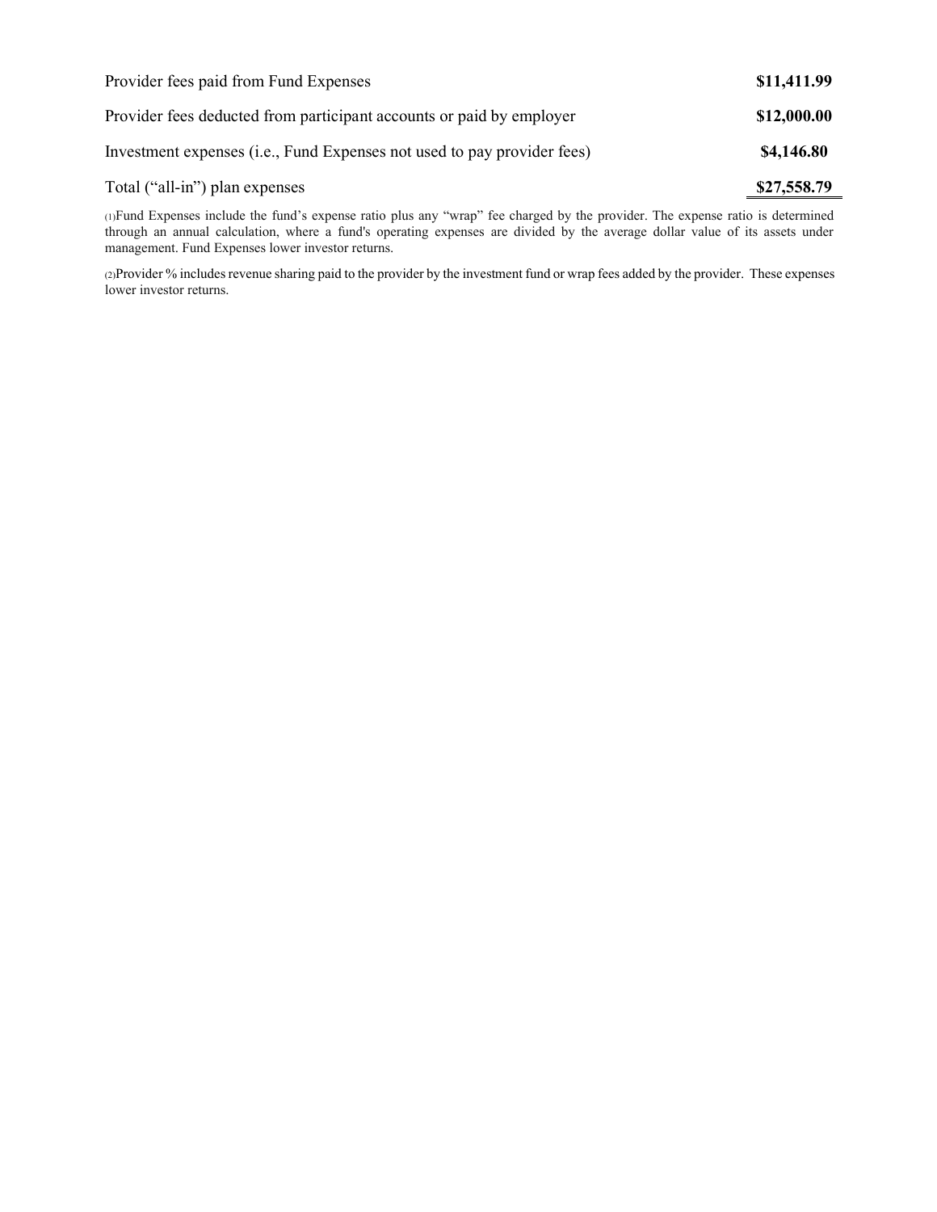| | |
|---|---|
| Provider fees paid from Fund Expenses | **$11,411.99** |
| Provider fees deducted from participant accounts or paid by employer | **$12,000.00** |
| Investment expenses (i.e., Fund Expenses not used to pay provider fees) | **$4,146.80** |
| Total (“all-in”) plan expenses | **$27,558.79** |

(1)Fund Expenses include the fund’s expense ratio plus any “wrap” fee charged by the provider. The expense ratio is determined through an annual calculation, where a fund's operating expenses are divided by the average dollar value of its assets under management. Fund Expenses lower investor returns.

(2)Provider % includes revenue sharing paid to the provider by the investment fund or wrap fees added by the provider. These expenses lower investor returns.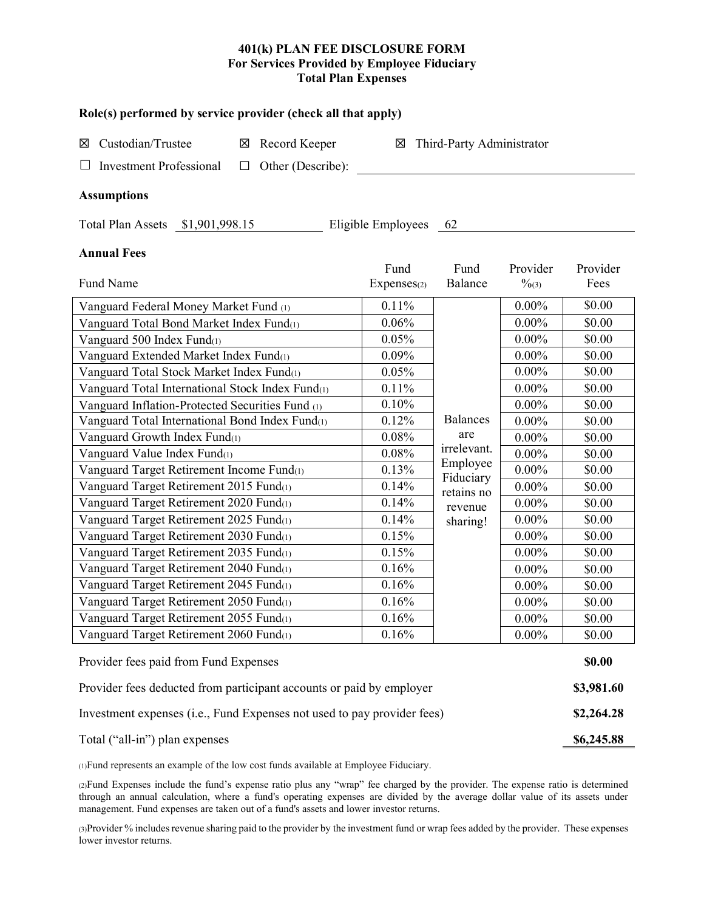**401(k) PLAN FEE DISCLOSURE FORM**
**For Services Provided by Employee Fiduciary**
**Total Plan Expenses**

**Role(s) performed by service provider (check all that apply)**

☒ Custodian/Trustee ☒ Record Keeper ☒ Third-Party Administrator

☐ Investment Professional ☐ Other (Describe):

**Assumptions**

Total Plan Assets $1,901,998.15 Eligible Employees 62

**Annual Fees**

| Fund Name | Fund Expenses(2) | Fund Balance | Provider %(3) | Provider Fees |
|---|---|---|---|---|
| Vanguard Federal Money Market Fund (1) | 0.11% | Balances are irrelevant. Employee Fiduciary retains no revenue sharing! | 0.00% | $0.00 |
| Vanguard Total Bond Market Index Fund(1) | 0.06% | | 0.00% | $0.00 |
| Vanguard 500 Index Fund(1) | 0.05% | | 0.00% | $0.00 |
| Vanguard Extended Market Index Fund(1) | 0.09% | | 0.00% | $0.00 |
| Vanguard Total Stock Market Index Fund(1) | 0.05% | | 0.00% | $0.00 |
| Vanguard Total International Stock Index Fund(1) | 0.11% | | 0.00% | $0.00 |
| Vanguard Inflation-Protected Securities Fund (1) | 0.10% | | 0.00% | $0.00 |
| Vanguard Total International Bond Index Fund(1) | 0.12% | | 0.00% | $0.00 |
| Vanguard Growth Index Fund(1) | 0.08% | | 0.00% | $0.00 |
| Vanguard Value Index Fund(1) | 0.08% | | 0.00% | $0.00 |
| Vanguard Target Retirement Income Fund(1) | 0.13% | | 0.00% | $0.00 |
| Vanguard Target Retirement 2015 Fund(1) | 0.14% | | 0.00% | $0.00 |
| Vanguard Target Retirement 2020 Fund(1) | 0.14% | | 0.00% | $0.00 |
| Vanguard Target Retirement 2025 Fund(1) | 0.14% | | 0.00% | $0.00 |
| Vanguard Target Retirement 2030 Fund(1) | 0.15% | | 0.00% | $0.00 |
| Vanguard Target Retirement 2035 Fund(1) | 0.15% | | 0.00% | $0.00 |
| Vanguard Target Retirement 2040 Fund(1) | 0.16% | | 0.00% | $0.00 |
| Vanguard Target Retirement 2045 Fund(1) | 0.16% | | 0.00% | $0.00 |
| Vanguard Target Retirement 2050 Fund(1) | 0.16% | | 0.00% | $0.00 |
| Vanguard Target Retirement 2055 Fund(1) | 0.16% | | 0.00% | $0.00 |
| Vanguard Target Retirement 2060 Fund(1) | 0.16% | | 0.00% | $0.00 |

| | |
|---|---|
| Provider fees paid from Fund Expenses | **$0.00** |
| Provider fees deducted from participant accounts or paid by employer | **$3,981.60** |
| Investment expenses (i.e., Fund Expenses not used to pay provider fees) | **$2,264.28** |
| Total ("all-in") plan expenses | **$6,245.88** |

(1)Fund represents an example of the low cost funds available at Employee Fiduciary.

(2)Fund Expenses include the fund's expense ratio plus any "wrap" fee charged by the provider. The expense ratio is determined through an annual calculation, where a fund's operating expenses are divided by the average dollar value of its assets under management. Fund expenses are taken out of a fund's assets and lower investor returns.

(3)Provider % includes revenue sharing paid to the provider by the investment fund or wrap fees added by the provider. These expenses lower investor returns.